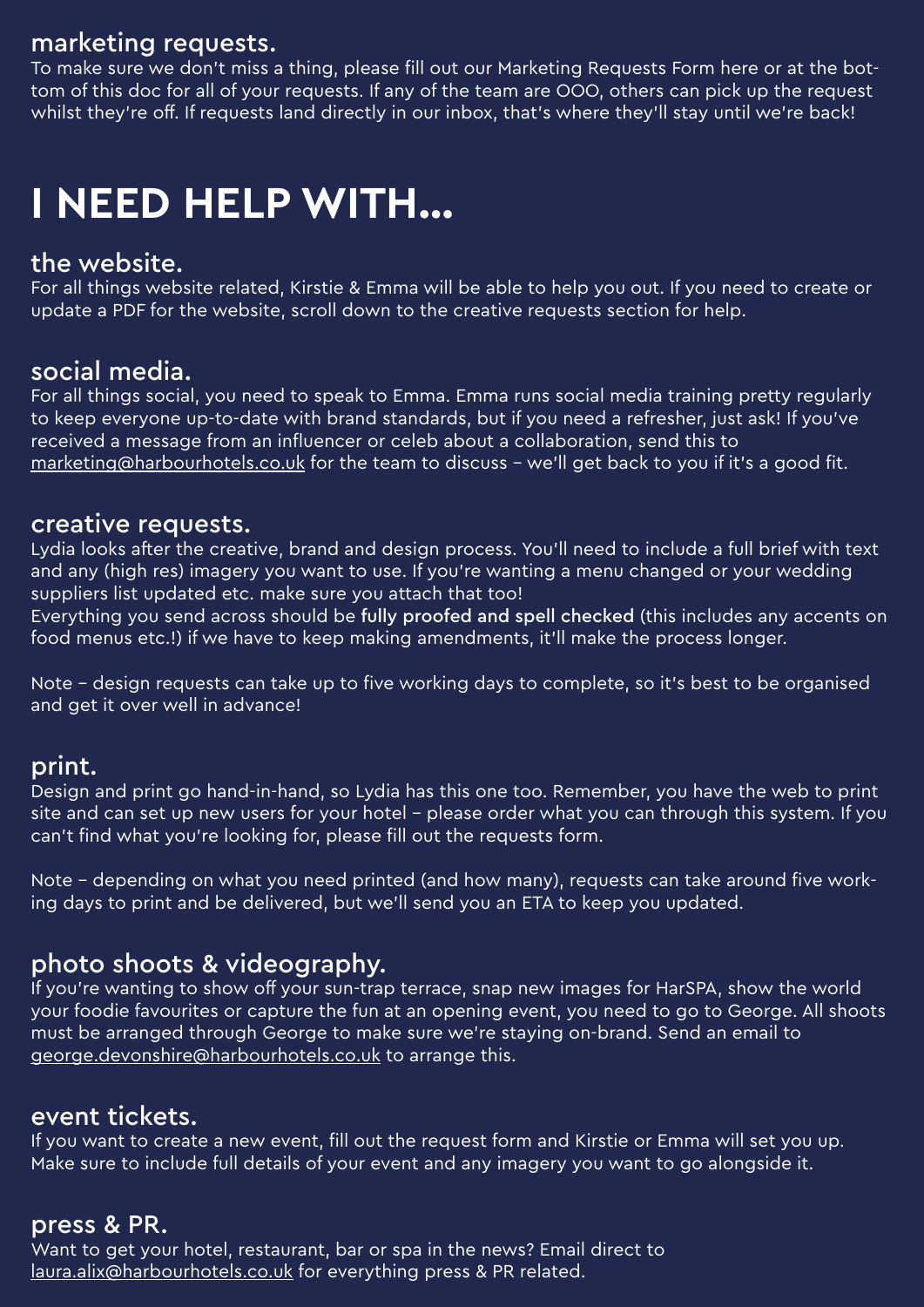## marketing requests.

To make sure we don't miss a thing, please fill out our Marketing Requests Form here or at the bottom of this doc for all of your requests. If any of the team are OOO, others can pick up the request whilst they're off. If requests land directly in our inbox, that's where they'll stay until we're back!

# I NEED HELP WITH...

## the website.

For all things website related, Kirstie & Emma will be able to help you out. If you need to create or update a PDF for the website, scroll down to the creative requests section for help.

## social media.

For all things social, you need to speak to Emma. Emma runs social media training pretty regularly to keep everyone up-to-date with brand standards, but if you need a refresher, just ask! If you've received a message from an influencer or celeb about a collaboration, send this to marketing@harbourhotels.co.uk for the team to discuss – we'll get back to you if it's a good fit.

## creative requests.

Lydia looks after the creative, brand and design process. You'll need to include a full brief with text and any (high res) imagery you want to use. If you're wanting a menu changed or your wedding suppliers list updated etc. make sure you attach that too!

Everything you send across should be **fully proofed and spell checked** (this includes any accents on food menus etc.!) if we have to keep making amendments, it'll make the process longer.

Note – design requests can take up to five working days to complete, so it's best to be organised and get it over well in advance!

## print.

Design and print go hand-in-hand, so Lydia has this one too. Remember, you have the web to print site and can set up new users for your hotel – please order what you can through this system. If you can't find what you're looking for, please fill out the requests form.

Note – depending on what you need printed (and how many), requests can take around five working days to print and be delivered, but we'll send you an ETA to keep you updated.

## photo shoots & videography.

If you're wanting to show off your sun-trap terrace, snap new images for HarSPA, show the world your foodie favourites or capture the fun at an opening event, you need to go to George. All shoots must be arranged through George to make sure we're staying on-brand. Send an email to george.devonshire@harbourhotels.co.uk to arrange this.

## event tickets.

If you want to create a new event, fill out the request form and Kirstie or Emma will set you up. Make sure to include full details of your event and any imagery you want to go alongside it.

## press & PR.

Want to get your hotel, restaurant, bar or spa in the news? Email direct to laura.alix@harbourhotels.co.uk for everything press & PR related.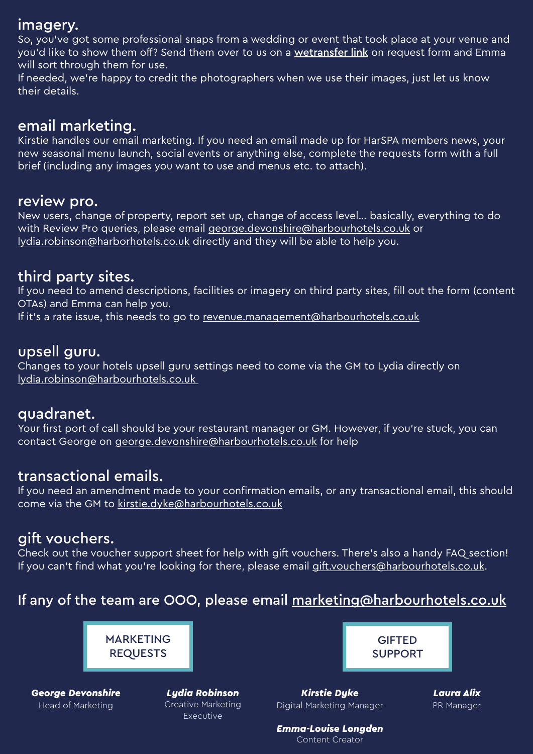## imagery.

So, you've got some professional snaps from a wedding or event that took place at your venue and you'd like to show them off? Send them over to us on a **wetransfer link** on request form and Emma will sort through them for use.

If needed, we're happy to credit the photographers when we use their images, just let us know their details.

## email marketing.

Kirstie handles our email marketing. If you need an email made up for HarSPA members news, your new seasonal menu launch, social events or anything else, complete the requests form with a full brief (including any images you want to use and menus etc. to attach).

## review pro.

New users, change of property, report set up, change of access level... basically, everything to do with Review Pro queries, please email george.devonshire@harbourhotels.co.uk or lydia.robinson@harborhotels.co.uk directly and they will be able to help you.

## third party sites.

If you need to amend descriptions, facilities or imagery on third party sites, fill out the form (content OTAs) and Emma can help you.

If it's a rate issue, this needs to go to revenue.management@harbourhotels.co.uk

## upsell guru.

Changes to your hotels upsell guru settings need to come via the GM to Lydia directly on lydia.robinson@harbourhotels.co.uk

## quadranet.

Your first port of call should be your restaurant manager or GM. However, if you're stuck, you can contact George on george.devonshire@harbourhotels.co.uk for help

## transactional emails.

If you need an amendment made to your confirmation emails, or any transactional email, this should come via the GM to kirstie.dyke@harbourhotels.co.uk

## gift vouchers.

Check out the voucher support sheet for help with gift vouchers. There's also a handy FAQ section! If you can't find what you're looking for there, please email gift.vouchers@harbourhotels.co.uk.

## If any of the team are OOO, please email marketing@harbourhotels.co.uk

MARKETING REQUESTS

GIFTED SUPPORT

***George Devonshire***
Head of Marketing

***Lydia Robinson***
Creative Marketing Executive

***Kirstie Dyke***
Digital Marketing Manager

***Laura Alix***
PR Manager

***Emma-Louise Longden***
Content Creator